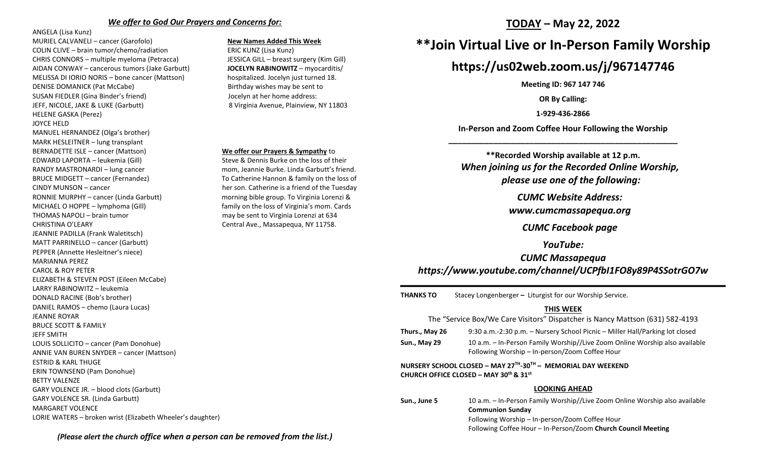### *We offer to God Our Prayers and Concerns for:*

ANGELA (Lisa Kunz)
MURIEL CALVANELI – cancer (Garofolo)
COLIN CLIVE – brain tumor/chemo/radiation
CHRIS CONNORS – multiple myeloma (Petracca)
AIDAN CONWAY – cancerous tumors (Jake Garbutt)
MELISSA DI IORIO NORIS – bone cancer (Mattson)
DENISE DOMANICK (Pat McCabe)
SUSAN FIEDLER (Gina Binder's friend)
JEFF, NICOLE, JAKE & LUKE (Garbutt)
HELENE GASKA (Perez)
JOYCE HELD
MANUEL HERNANDEZ (Olga's brother)
MARK HESLEITNER – lung transplant
BERNADETTE ISLE – cancer (Mattson)
EDWARD LAPORTA – leukemia (Gill)
RANDY MASTRONARDI – lung cancer
BRUCE MIDGETT – cancer (Fernandez)
CINDY MUNSON – cancer
RONNIE MURPHY – cancer (Linda Garbutt)
MICHAEL O HOPPE – lymphoma (Gill)
THOMAS NAPOLI – brain tumor
CHRISTINA O'LEARY
JEANNIE PADILLA (Frank Waletitsch)
MATT PARRINELLO – cancer (Garbutt)
PEPPER (Annette Hesleitner's niece)
MARIANNA PEREZ
CAROL & ROY PETER
ELIZABETH & STEVEN POST (Eileen McCabe)
LARRY RABINOWITZ – leukemia
DONALD RACINE (Bob's brother)
DANIEL RAMOS – chemo (Laura Lucas)
JEANNE ROYAR
BRUCE SCOTT & FAMILY
JEFF SMITH
LOUIS SOLLICITO – cancer (Pam Donohue)
ANNIE VAN BUREN SNYDER – cancer (Mattson)
ESTRID & KARL THUGE
ERIN TOWNSEND (Pam Donohue)
BETTY VALENZE
GARY VOLENCE JR. – blood clots (Garbutt)
GARY VOLENCE SR. (Linda Garbutt)
MARGARET VOLENCE
LORIE WATERS – broken wrist (Elizabeth Wheeler's daughter)

**New Names Added This Week**

ERIC KUNZ (Lisa Kunz)
JESSICA GILL – breast surgery (Kim Gill)
**JOCELYN RABINOWITZ** – myocarditis/ hospitalized. Jocelyn just turned 18. Birthday wishes may be sent to Jocelyn at her home address: 8 Virginia Avenue, Plainview, NY 11803

**We offer our Prayers & Sympathy** to Steve & Dennis Burke on the loss of their mom, Jeannie Burke. Linda Garbutt's friend. To Catherine Hannon & family on the loss of her son. Catherine is a friend of the Tuesday morning bible group. To Virginia Lorenzi & family on the loss of Virginia's mom. Cards may be sent to Virginia Lorenzi at 634 Central Ave., Massapequa, NY 11758.

*(Please alert the church office when a person can be removed from the list.)*

## TODAY – May 22, 2022

# **Join Virtual Live or In-Person Family Worship

## https://us02web.zoom.us/j/967147746

**Meeting ID: 967 147 746**

**OR By Calling:**

**1-929-436-2866**

**In-Person and Zoom Coffee Hour Following the Worship**

---

**\*\*Recorded Worship available at 12 p.m.**

***When joining us for the Recorded Online Worship, please use one of the following:***

***CUMC Website Address:***
***www.cumcmassapequa.org***

***CUMC Facebook page***

***YouTube:***
***CUMC Massapequa***
***https://www.youtube.com/channel/UCPfbI1FO8y89P4SSotrGO7w***

---

**THANKS TO** Stacey Longenberger **–** Liturgist for our Worship Service.

**THIS WEEK**

The "Service Box/We Care Visitors" Dispatcher is Nancy Mattson (631) 582-4193

**Thurs., May 26** 9:30 a.m.-2:30 p.m. – Nursery School Picnic – Miller Hall/Parking lot closed

**Sun., May 29** 10 a.m. – In-Person Family Worship//Live Zoom Online Worship also available
Following Worship – In-person/Zoom Coffee Hour

**NURSERY SCHOOL CLOSED – MAY 27TH-30TH – MEMORIAL DAY WEEKEND**
**CHURCH OFFICE CLOSED – MAY 30th & 31st**

**LOOKING AHEAD**

**Sun., June 5** 10 a.m. – In-Person Family Worship//Live Zoom Online Worship also available
**Communion Sunday**
Following Worship – In-person/Zoom Coffee Hour
Following Coffee Hour – In-Person/Zoom **Church Council Meeting**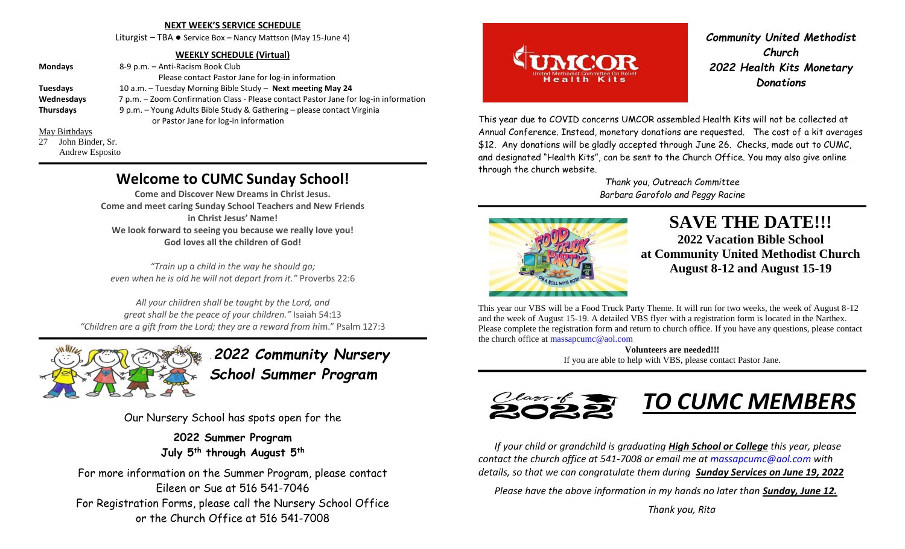**NEXT WEEK'S SERVICE SCHEDULE**

Liturgist – TBA ● Service Box – Nancy Mattson (May 15-June 4)

**WEEKLY SCHEDULE (Virtual)**

| | |
|---|---|
| **Mondays** | 8-9 p.m. – Anti-Racism Book Club<br>Please contact Pastor Jane for log-in information |
| **Tuesdays** | 10 a.m. – Tuesday Morning Bible Study – **Next meeting May 24** |
| **Wednesdays** | 7 p.m. – Zoom Confirmation Class - Please contact Pastor Jane for log-in information |
| **Thursdays** | 9 p.m. – Young Adults Bible Study & Gathering – please contact Virginia or Pastor Jane for log-in information |

May Birthdays

27 John Binder, Sr.
Andrew Esposito

## Welcome to CUMC Sunday School!

**Come and Discover New Dreams in Christ Jesus.**
**Come and meet caring Sunday School Teachers and New Friends in Christ Jesus' Name!**
**We look forward to seeing you because we really love you!**
**God loves all the children of God!**

*"Train up a child in the way he should go; even when he is old he will not depart from it."* Proverbs 22:6

*All your children shall be taught by the Lord, and great shall be the peace of your children."* Isaiah 54:13
*"Children are a gift from the Lord; they are a reward from hi*m." Psalm 127:3

## *2022 Community Nursery School Summer Program*

Our Nursery School has spots open for the

**2022 Summer Program**
**July 5th through August 5th**

For more information on the Summer Program, please contact Eileen or Sue at 516 541-7046
For Registration Forms, please call the Nursery School Office or the Church Office at 516 541-7008

UMCOR
United Methodist Committee On Relief
Health Kits

## *Community United Methodist Church 2022 Health Kits Monetary Donations*

This year due to COVID concerns UMCOR assembled Health Kits will not be collected at Annual Conference. Instead, monetary donations are requested. The cost of a kit averages $12. Any donations will be gladly accepted through June 26. Checks, made out to CUMC, and designated "Health Kits", can be sent to the Church Office. You may also give online through the church website.

*Thank you, Outreach Committee*
*Barbara Garofolo and Peggy Racine*

# SAVE THE DATE!!!

**2022 Vacation Bible School**
**at Community United Methodist Church**
**August 8-12 and August 15-19**

This year our VBS will be a Food Truck Party Theme. It will run for two weeks, the week of August 8-12 and the week of August 15-19. A detailed VBS flyer with a registration form is located in the Narthex. Please complete the registration form and return to church office. If you have any questions, please contact the church office at massapcumc@aol.com

**Volunteers are needed!!!**
If you are able to help with VBS, please contact Pastor Jane.

Class of 2022

## *TO CUMC MEMBERS*

*If your child or grandchild is graduating **High School or College** this year, please contact the church office at 541-7008 or email me at massapcumc@aol.com with details, so that we can congratulate them during **Sunday Services on June 19, 2022***

*Please have the above information in my hands no later than **Sunday, June 12.***

*Thank you, Rita*